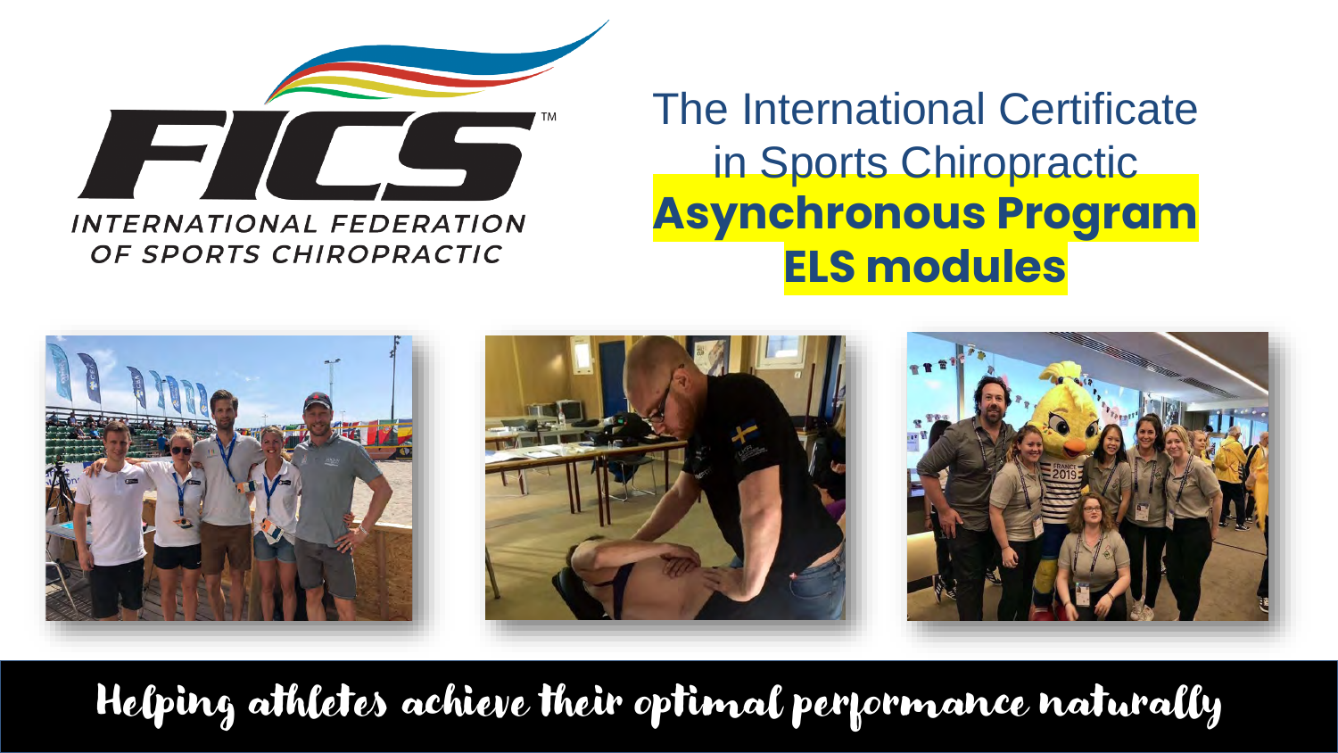FICS™

INTERNATIONAL FEDERATION OF SPORTS CHIROPRACTIC

# The International Certificate in Sports Chiropractic

## **Asynchronous Program**

## **ELS modules**

Helping athletes achieve their optimal performance naturally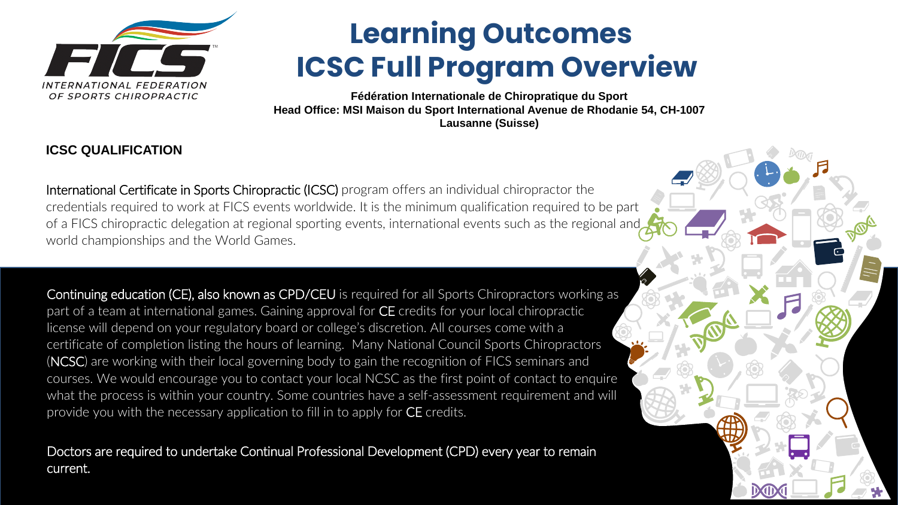# Learning Outcomes
# ICSC Full Program Overview

**Fédération Internationale de Chiropratique du Sport**
**Head Office: MSI Maison du Sport International Avenue de Rhodanie 54, CH-1007 Lausanne (Suisse)**

## ICSC QUALIFICATION

International Certificate in Sports Chiropractic (ICSC) program offers an individual chiropractor the credentials required to work at FICS events worldwide. It is the minimum qualification required to be part of a FICS chiropractic delegation at regional sporting events, international events such as the regional and world championships and the World Games.

Continuing education (CE), also known as CPD/CEU is required for all Sports Chiropractors working as part of a team at international games. Gaining approval for CE credits for your local chiropractic license will depend on your regulatory board or college's discretion. All courses come with a certificate of completion listing the hours of learning. Many National Council Sports Chiropractors (NCSC) are working with their local governing body to gain the recognition of FICS seminars and courses. We would encourage you to contact your local NCSC as the first point of contact to enquire what the process is within your country. Some countries have a self-assessment requirement and will provide you with the necessary application to fill in to apply for CE credits.

Doctors are required to undertake Continual Professional Development (CPD) every year to remain current.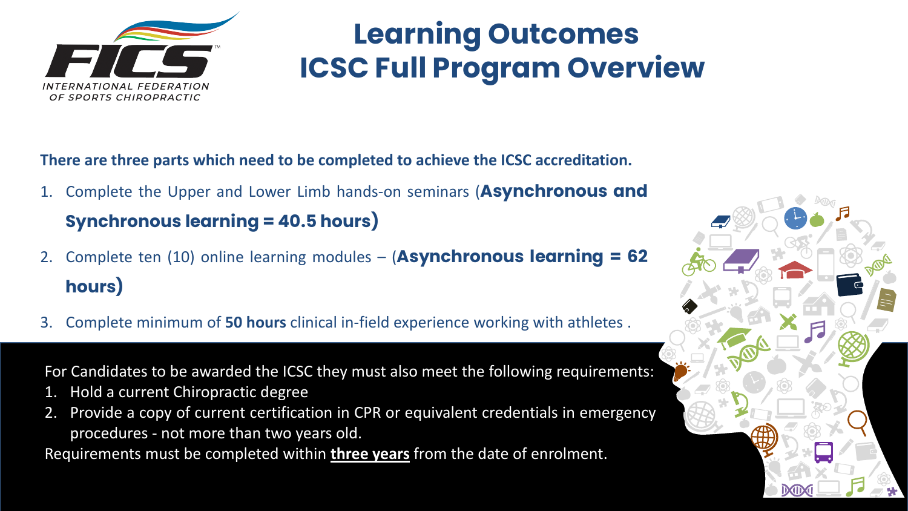# Learning Outcomes
# ICSC Full Program Overview

**There are three parts which need to be completed to achieve the ICSC accreditation.**

1. Complete the Upper and Lower Limb hands-on seminars (**Asynchronous and Synchronous learning = 40.5 hours**)
2. Complete ten (10) online learning modules – (**Asynchronous learning = 62 hours**)
3. Complete minimum of **50 hours** clinical in-field experience working with athletes .

For Candidates to be awarded the ICSC they must also meet the following requirements:

1. Hold a current Chiropractic degree
2. Provide a copy of current certification in CPR or equivalent credentials in emergency procedures - not more than two years old.

Requirements must be completed within **three years** from the date of enrolment.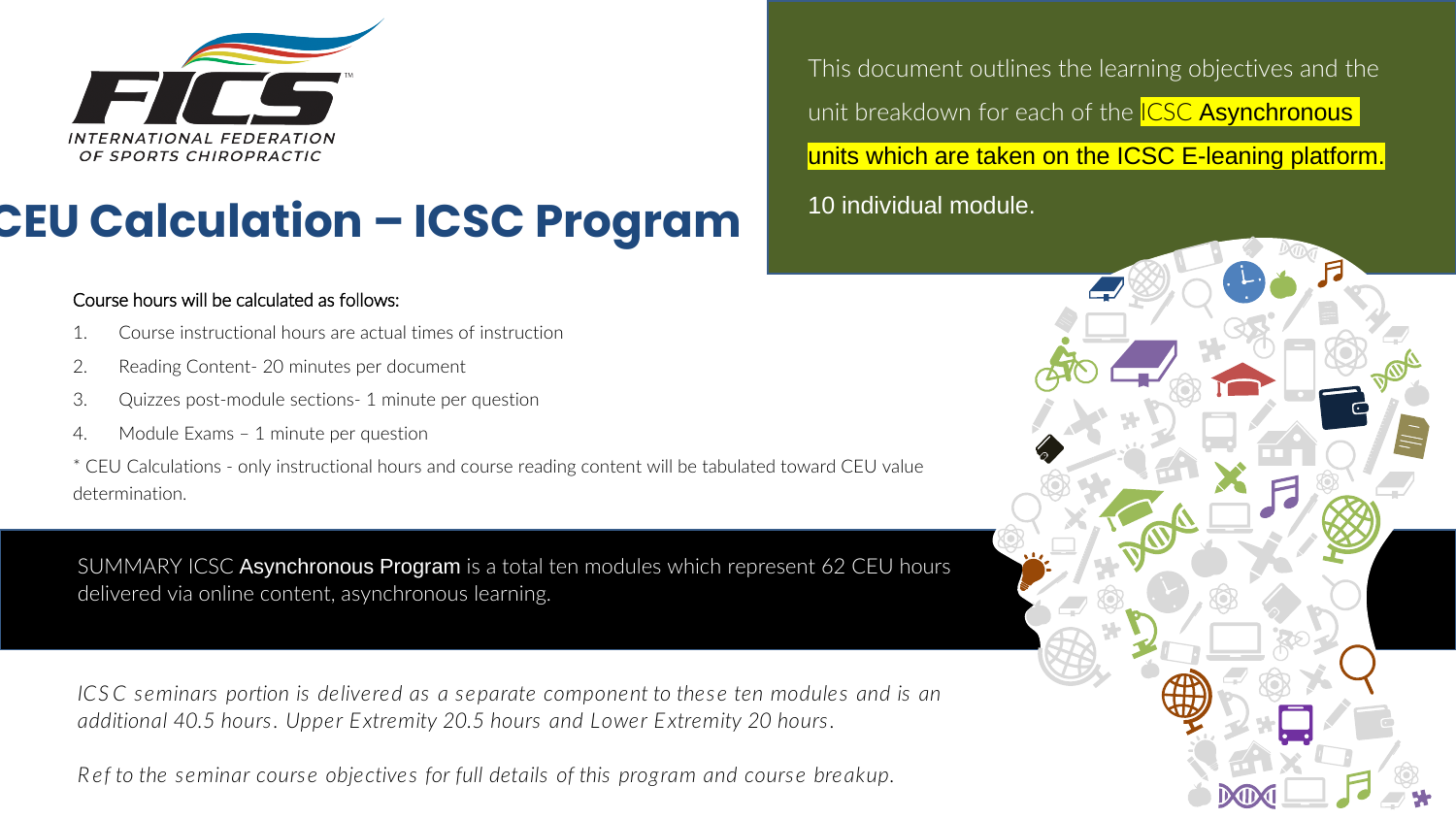FICS™
INTERNATIONAL FEDERATION OF SPORTS CHIROPRACTIC

# CEU Calculation – ICSC Program

This document outlines the learning objectives and the unit breakdown for each of the ICSC Asynchronous units which are taken on the ICSC E-leaning platform.

10 individual module.

Course hours will be calculated as follows:

1. Course instructional hours are actual times of instruction
2. Reading Content- 20 minutes per document
3. Quizzes post-module sections- 1 minute per question
4. Module Exams – 1 minute per question

* CEU Calculations - only instructional hours and course reading content will be tabulated toward CEU value determination.

SUMMARY ICSC Asynchronous Program is a total ten modules which represent 62 CEU hours delivered via online content, asynchronous learning.

*ICSC seminars portion is delivered as a separate component to these ten modules and is an additional 40.5 hours. Upper Extremity 20.5 hours and Lower Extremity 20 hours.*

*Ref to the seminar course objectives for full details of this program and course breakup.*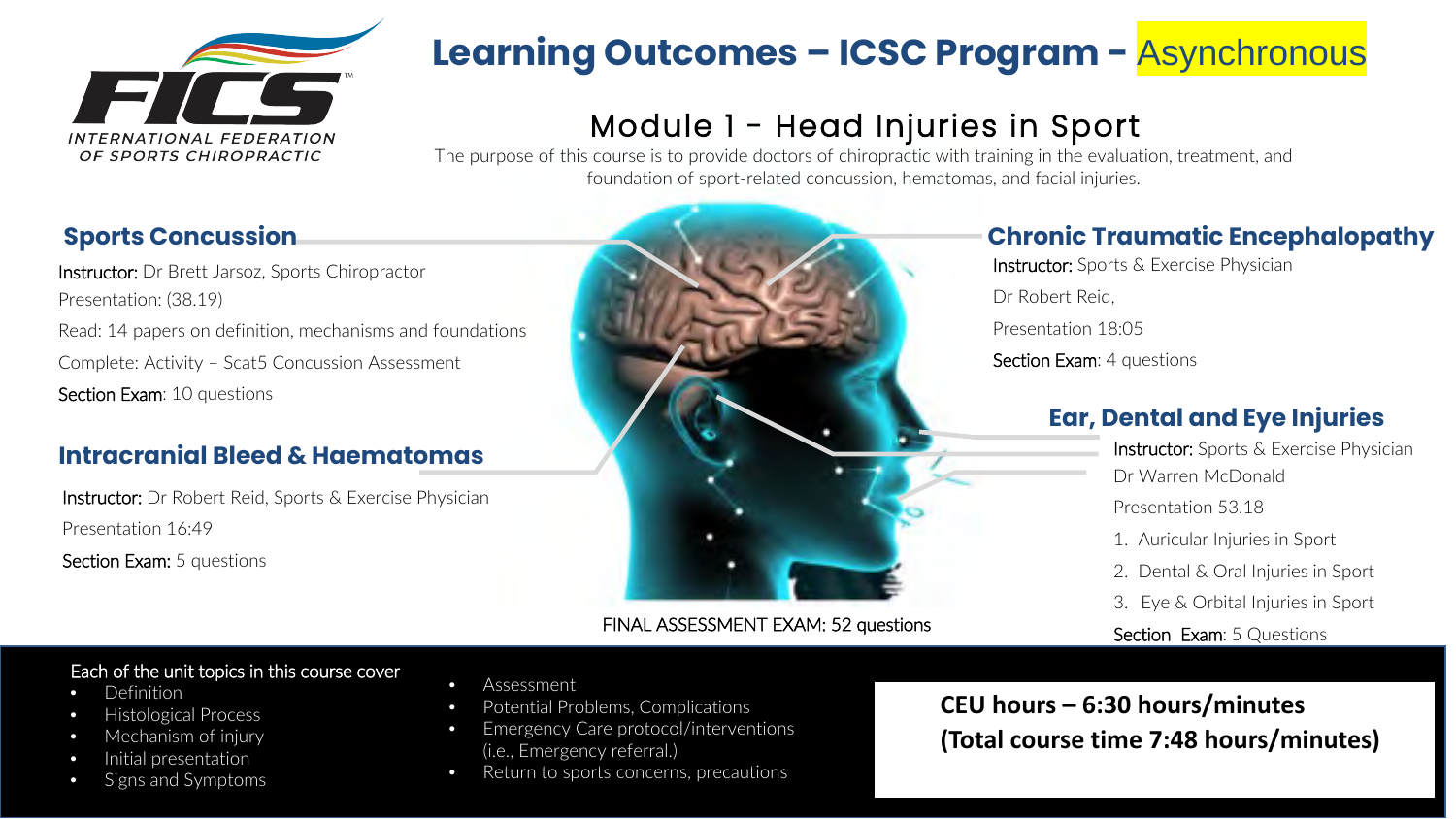FICS
INTERNATIONAL FEDERATION OF SPORTS CHIROPRACTIC

# Learning Outcomes – ICSC Program - Asynchronous

## Module 1 - Head Injuries in Sport

The purpose of this course is to provide doctors of chiropractic with training in the evaluation, treatment, and foundation of sport-related concussion, hematomas, and facial injuries.

### Sports Concussion

Instructor: Dr Brett Jarsoz, Sports Chiropractor

Presentation: (38.19)

Read: 14 papers on definition, mechanisms and foundations

Complete: Activity – Scat5 Concussion Assessment

Section Exam: 10 questions

### Intracranial Bleed & Haematomas

Instructor: Dr Robert Reid, Sports & Exercise Physician

Presentation 16:49

Section Exam: 5 questions

### Chronic Traumatic Encephalopathy

Instructor: Sports & Exercise Physician

Dr Robert Reid,

Presentation 18:05

Section Exam: 4 questions

### Ear, Dental and Eye Injuries

Instructor: Sports & Exercise Physician

Dr Warren McDonald

Presentation 53.18

1. Auricular Injuries in Sport
2. Dental & Oral Injuries in Sport
3. Eye & Orbital Injuries in Sport

Section Exam: 5 Questions

FINAL ASSESSMENT EXAM: 52 questions

Each of the unit topics in this course cover

- Definition
- Histological Process
- Mechanism of injury
- Initial presentation
- Signs and Symptoms
- Assessment
- Potential Problems, Complications
- Emergency Care protocol/interventions (i.e., Emergency referral.)
- Return to sports concerns, precautions

**CEU hours – 6:30 hours/minutes**
**(Total course time 7:48 hours/minutes)**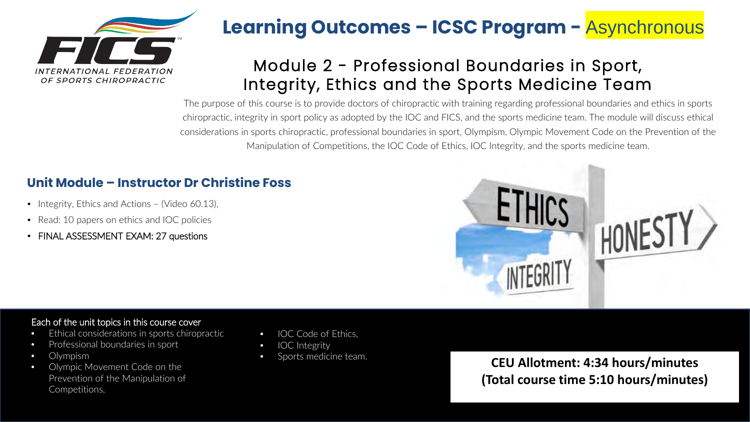# Learning Outcomes – ICSC Program - Asynchronous

## Module 2 - Professional Boundaries in Sport, Integrity, Ethics and the Sports Medicine Team

The purpose of this course is to provide doctors of chiropractic with training regarding professional boundaries and ethics in sports chiropractic, integrity in sport policy as adopted by the IOC and FICS, and the sports medicine team. The module will discuss ethical considerations in sports chiropractic, professional boundaries in sport, Olympism, Olympic Movement Code on the Prevention of the Manipulation of Competitions, the IOC Code of Ethics, IOC Integrity, and the sports medicine team.

### Unit Module – Instructor Dr Christine Foss

- Integrity, Ethics and Actions – (Video 60.13),
- Read: 10 papers on ethics and IOC policies
- FINAL ASSESSMENT EXAM: 27 questions

Each of the unit topics in this course cover

- Ethical considerations in sports chiropractic
- Professional boundaries in sport
- Olympism
- Olympic Movement Code on the Prevention of the Manipulation of Competitions,
- IOC Code of Ethics,
- IOC Integrity
- Sports medicine team.

**CEU Allotment: 4:34 hours/minutes (Total course time 5:10 hours/minutes)**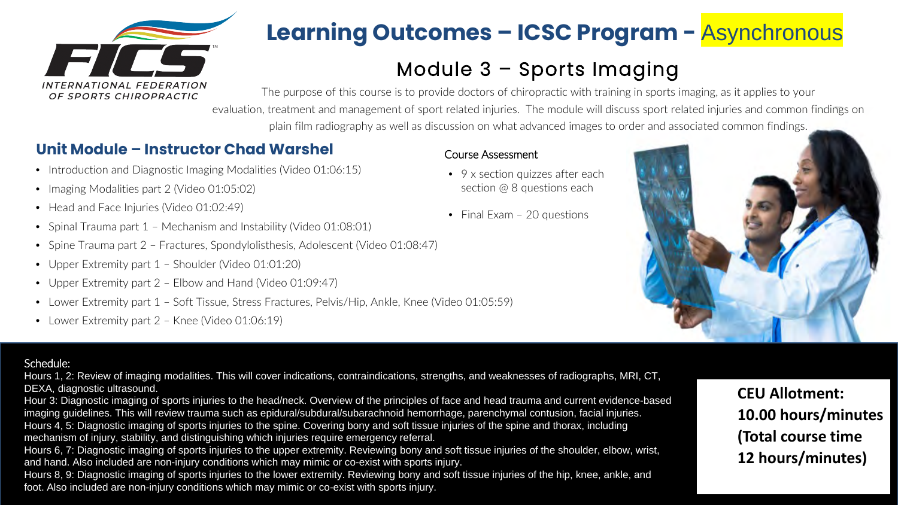INTERNATIONAL FEDERATION OF SPORTS CHIROPRACTIC

# Learning Outcomes – ICSC Program - Asynchronous

## Module 3 – Sports Imaging

The purpose of this course is to provide doctors of chiropractic with training in sports imaging, as it applies to your evaluation, treatment and management of sport related injuries. The module will discuss sport related injuries and common findings on plain film radiography as well as discussion on what advanced images to order and associated common findings.

### Unit Module – Instructor Chad Warshel

- Introduction and Diagnostic Imaging Modalities (Video 01:06:15)
- Imaging Modalities part 2 (Video 01:05:02)
- Head and Face Injuries (Video 01:02:49)
- Spinal Trauma part 1 – Mechanism and Instability (Video 01:08:01)
- Spine Trauma part 2 – Fractures, Spondylolisthesis, Adolescent (Video 01:08:47)
- Upper Extremity part 1 – Shoulder (Video 01:01:20)
- Upper Extremity part 2 – Elbow and Hand (Video 01:09:47)
- Lower Extremity part 1 – Soft Tissue, Stress Fractures, Pelvis/Hip, Ankle, Knee (Video 01:05:59)
- Lower Extremity part 2 – Knee (Video 01:06:19)

Course Assessment

- 9 x section quizzes after each section @ 8 questions each
- Final Exam – 20 questions

Schedule:

Hours 1, 2: Review of imaging modalities. This will cover indications, contraindications, strengths, and weaknesses of radiographs, MRI, CT, DEXA, diagnostic ultrasound.

Hour 3: Diagnostic imaging of sports injuries to the head/neck. Overview of the principles of face and head trauma and current evidence-based imaging guidelines. This will review trauma such as epidural/subdural/subarachnoid hemorrhage, parenchymal contusion, facial injuries.

Hours 4, 5: Diagnostic imaging of sports injuries to the spine. Covering bony and soft tissue injuries of the spine and thorax, including mechanism of injury, stability, and distinguishing which injuries require emergency referral.

Hours 6, 7: Diagnostic imaging of sports injuries to the upper extremity. Reviewing bony and soft tissue injuries of the shoulder, elbow, wrist, and hand. Also included are non-injury conditions which may mimic or co-exist with sports injury.

Hours 8, 9: Diagnostic imaging of sports injuries to the lower extremity. Reviewing bony and soft tissue injuries of the hip, knee, ankle, and foot. Also included are non-injury conditions which may mimic or co-exist with sports injury.

**CEU Allotment: 10.00 hours/minutes (Total course time 12 hours/minutes)**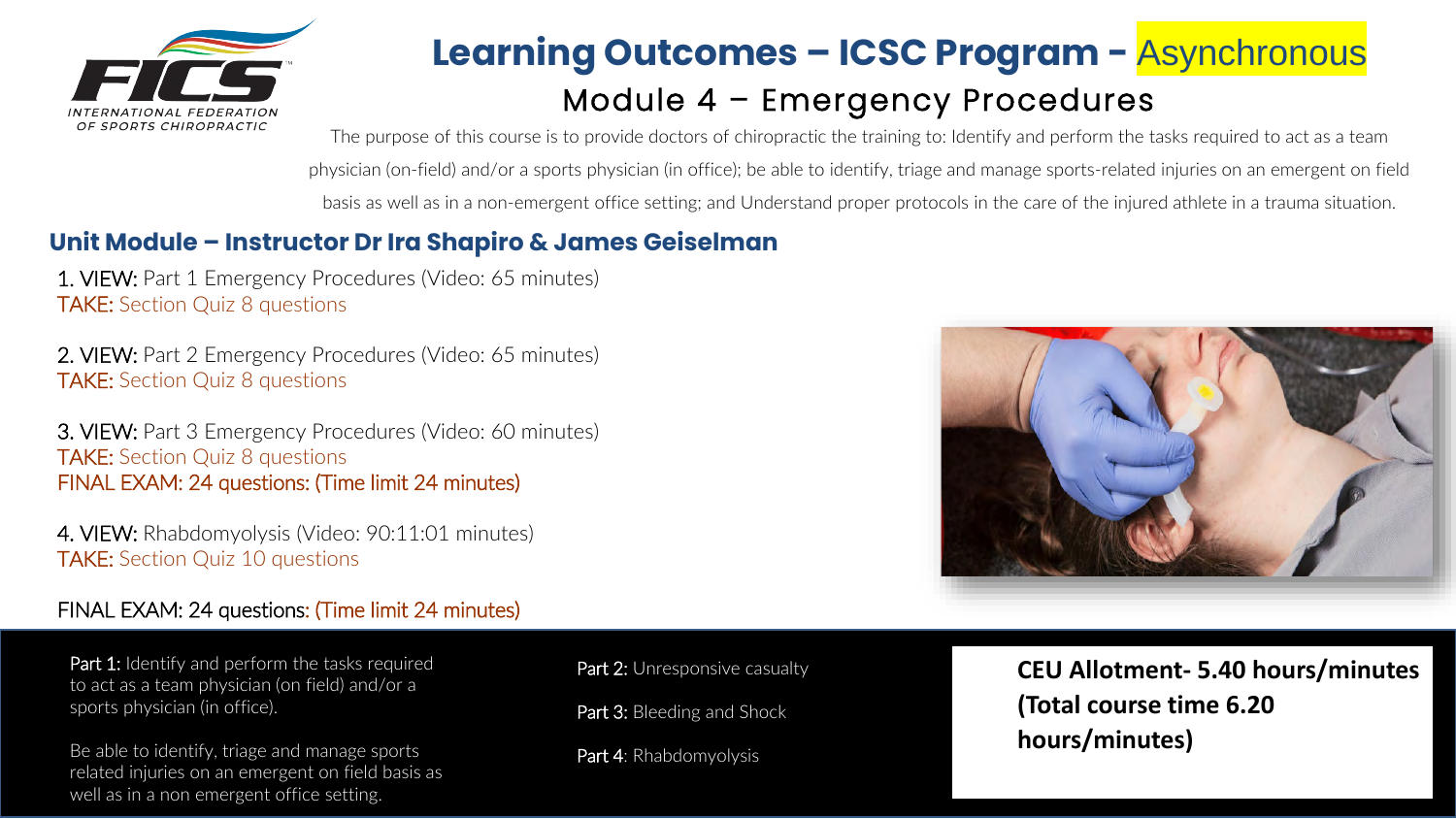# Learning Outcomes – ICSC Program - Asynchronous

## Module 4 – Emergency Procedures

The purpose of this course is to provide doctors of chiropractic the training to: Identify and perform the tasks required to act as a team physician (on-field) and/or a sports physician (in office); be able to identify, triage and manage sports-related injuries on an emergent on field basis as well as in a non-emergent office setting; and Understand proper protocols in the care of the injured athlete in a trauma situation.

### Unit Module – Instructor Dr Ira Shapiro & James Geiselman

1. VIEW: Part 1 Emergency Procedures (Video: 65 minutes)
   TAKE: Section Quiz 8 questions

2. VIEW: Part 2 Emergency Procedures (Video: 65 minutes)
   TAKE: Section Quiz 8 questions

3. VIEW: Part 3 Emergency Procedures (Video: 60 minutes)
   TAKE: Section Quiz 8 questions
   FINAL EXAM: 24 questions: (Time limit 24 minutes)

4. VIEW: Rhabdomyolysis (Video: 90:11:01 minutes)
   TAKE: Section Quiz 10 questions

FINAL EXAM: 24 questions: (Time limit 24 minutes)

**Part 1:** Identify and perform the tasks required to act as a team physician (on field) and/or a sports physician (in office).

Be able to identify, triage and manage sports related injuries on an emergent on field basis as well as in a non emergent office setting.

**Part 2:** Unresponsive casualty

**Part 3:** Bleeding and Shock

**Part 4**: Rhabdomyolysis

**CEU Allotment- 5.40 hours/minutes (Total course time 6.20 hours/minutes)**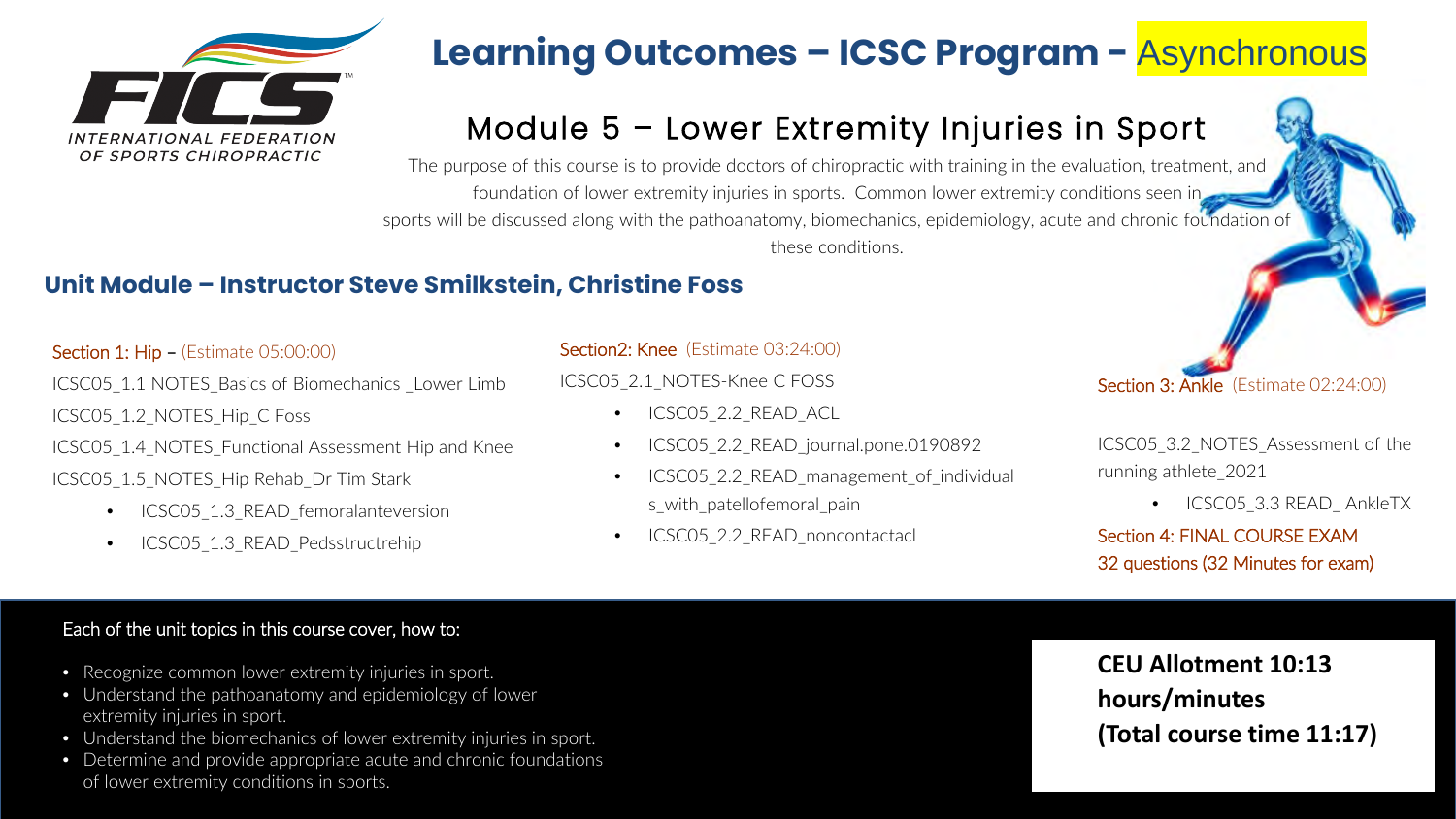FICS™ INTERNATIONAL FEDERATION OF SPORTS CHIROPRACTIC

# Learning Outcomes – ICSC Program - Asynchronous

## Module 5 – Lower Extremity Injuries in Sport

The purpose of this course is to provide doctors of chiropractic with training in the evaluation, treatment, and foundation of lower extremity injuries in sports. Common lower extremity conditions seen in sports will be discussed along with the pathoanatomy, biomechanics, epidemiology, acute and chronic foundation of these conditions.

### Unit Module – Instructor Steve Smilkstein, Christine Foss

**Section 1: Hip** – (Estimate 05:00:00)

ICSC05_1.1 NOTES_Basics of Biomechanics _Lower Limb

ICSC05_1.2_NOTES_Hip_C Foss

ICSC05_1.4_NOTES_Functional Assessment Hip and Knee

ICSC05_1.5_NOTES_Hip Rehab_Dr Tim Stark

- ICSC05_1.3_READ_femoralanteversion
- ICSC05_1.3_READ_Pedsstructrehip

**Section2: Knee** (Estimate 03:24:00)

ICSC05_2.1_NOTES-Knee C FOSS

- ICSC05_2.2_READ_ACL
- ICSC05_2.2_READ_journal.pone.0190892
- ICSC05_2.2_READ_management_of_individuals_with_patellofemoral_pain
- ICSC05_2.2_READ_noncontactacl

**Section 3: Ankle** (Estimate 02:24:00)

ICSC05_3.2_NOTES_Assessment of the running athlete_2021

- ICSC05_3.3 READ_ AnkleTX

**Section 4: FINAL COURSE EXAM**
32 questions (32 Minutes for exam)

Each of the unit topics in this course cover, how to:

- Recognize common lower extremity injuries in sport.
- Understand the pathoanatomy and epidemiology of lower extremity injuries in sport.
- Understand the biomechanics of lower extremity injuries in sport.
- Determine and provide appropriate acute and chronic foundations of lower extremity conditions in sports.

**CEU Allotment 10:13 hours/minutes**
**(Total course time 11:17)**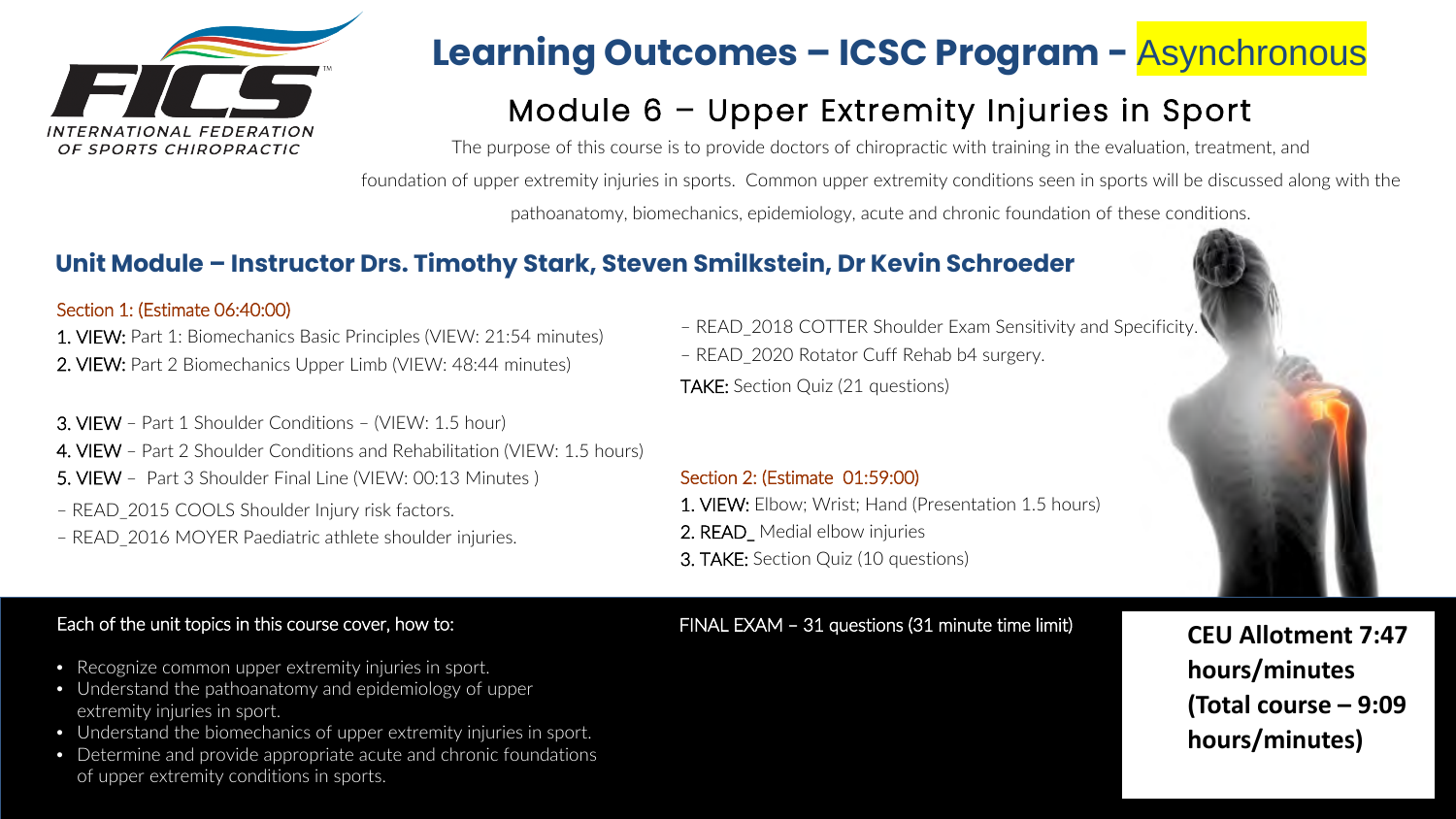# Learning Outcomes – ICSC Program - Asynchronous

## Module 6 – Upper Extremity Injuries in Sport

The purpose of this course is to provide doctors of chiropractic with training in the evaluation, treatment, and foundation of upper extremity injuries in sports. Common upper extremity conditions seen in sports will be discussed along with the pathoanatomy, biomechanics, epidemiology, acute and chronic foundation of these conditions.

### Unit Module – Instructor Drs. Timothy Stark, Steven Smilkstein, Dr Kevin Schroeder

**Section 1: (Estimate 06:40:00)**

1. **VIEW:** Part 1: Biomechanics Basic Principles (VIEW: 21:54 minutes)
2. **VIEW:** Part 2 Biomechanics Upper Limb (VIEW: 48:44 minutes)
3. **VIEW** – Part 1 Shoulder Conditions – (VIEW: 1.5 hour)
4. **VIEW** – Part 2 Shoulder Conditions and Rehabilitation (VIEW: 1.5 hours)
5. **VIEW** – Part 3 Shoulder Final Line (VIEW: 00:13 Minutes )

– READ_2015 COOLS Shoulder Injury risk factors.
– READ_2016 MOYER Paediatric athlete shoulder injuries.
– READ_2018 COTTER Shoulder Exam Sensitivity and Specificity.
– READ_2020 Rotator Cuff Rehab b4 surgery.

**TAKE:** Section Quiz (21 questions)

**Section 2: (Estimate 01:59:00)**

1. **VIEW:** Elbow; Wrist; Hand (Presentation 1.5 hours)
2. **READ_** Medial elbow injuries
3. **TAKE:** Section Quiz (10 questions)

Each of the unit topics in this course cover, how to:

- Recognize common upper extremity injuries in sport.
- Understand the pathoanatomy and epidemiology of upper extremity injuries in sport.
- Understand the biomechanics of upper extremity injuries in sport.
- Determine and provide appropriate acute and chronic foundations of upper extremity conditions in sports.

FINAL EXAM – 31 questions (31 minute time limit)

**CEU Allotment 7:47 hours/minutes (Total course – 9:09 hours/minutes)**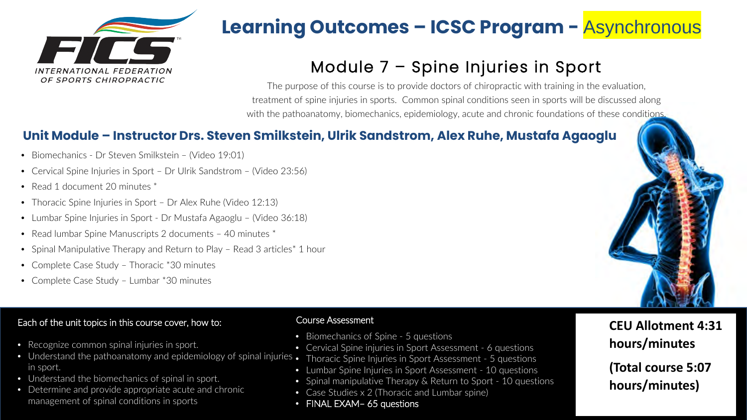INTERNATIONAL FEDERATION OF SPORTS CHIROPRACTIC

# Learning Outcomes – ICSC Program - Asynchronous

## Module 7 – Spine Injuries in Sport

The purpose of this course is to provide doctors of chiropractic with training in the evaluation, treatment of spine injuries in sports. Common spinal conditions seen in sports will be discussed along with the pathoanatomy, biomechanics, epidemiology, acute and chronic foundations of these conditions.

### Unit Module – Instructor Drs. Steven Smilkstein, Ulrik Sandstrom, Alex Ruhe, Mustafa Agaoglu

- Biomechanics - Dr Steven Smilkstein – (Video 19:01)
- Cervical Spine Injuries in Sport – Dr Ulrik Sandstrom – (Video 23:56)
- Read 1 document 20 minutes *
- Thoracic Spine Injuries in Sport – Dr Alex Ruhe (Video 12:13)
- Lumbar Spine Injuries in Sport - Dr Mustafa Agaoglu – (Video 36:18)
- Read lumbar Spine Manuscripts 2 documents – 40 minutes *
- Spinal Manipulative Therapy and Return to Play – Read 3 articles* 1 hour
- Complete Case Study – Thoracic *30 minutes
- Complete Case Study – Lumbar *30 minutes

Each of the unit topics in this course cover, how to:

- Recognize common spinal injuries in sport.
- Understand the pathoanatomy and epidemiology of spinal injuries in sport.
- Understand the biomechanics of spinal in sport.
- Determine and provide appropriate acute and chronic management of spinal conditions in sports

Course Assessment

- Biomechanics of Spine - 5 questions
- Cervical Spine injuries in Sport Assessment - 6 questions
- Thoracic Spine Injuries in Sport Assessment - 5 questions
- Lumbar Spine Injuries in Sport Assessment - 10 questions
- Spinal manipulative Therapy & Return to Sport - 10 questions
- Case Studies x 2 (Thoracic and Lumbar spine)
- FINAL EXAM– 65 questions

**CEU Allotment 4:31 hours/minutes**

**(Total course 5:07 hours/minutes)**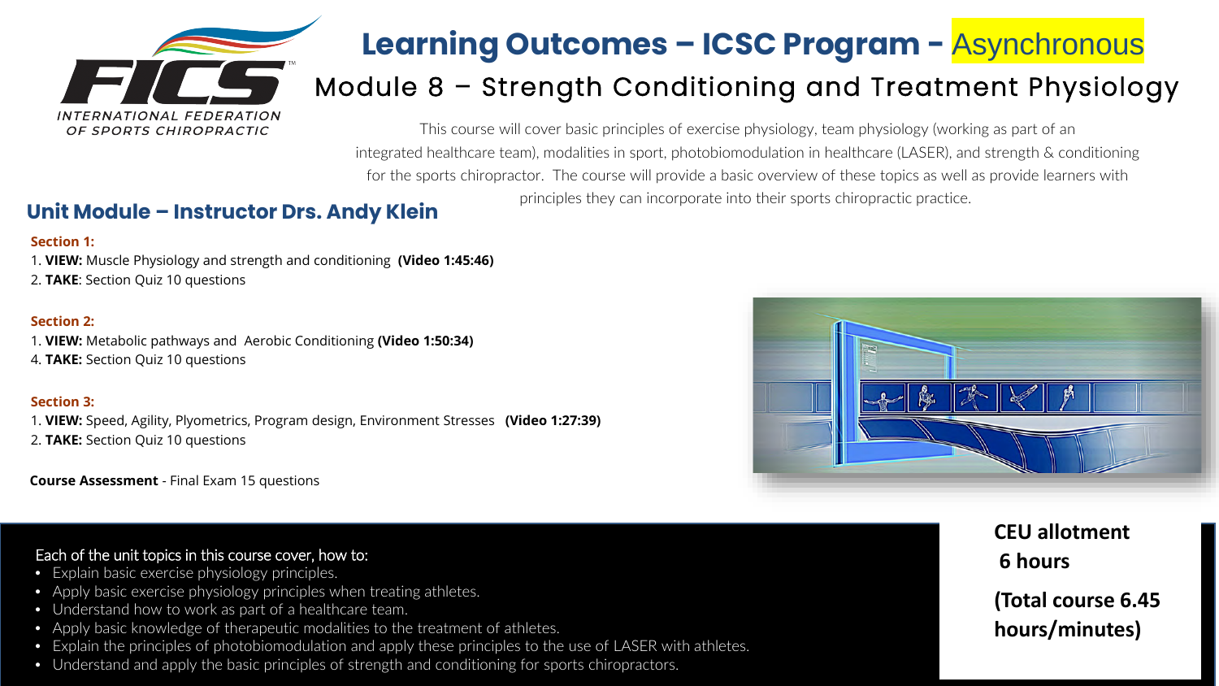# Learning Outcomes – ICSC Program - Asynchronous

## Module 8 – Strength Conditioning and Treatment Physiology

INTERNATIONAL FEDERATION OF SPORTS CHIROPRACTIC

This course will cover basic principles of exercise physiology, team physiology (working as part of an integrated healthcare team), modalities in sport, photobiomodulation in healthcare (LASER), and strength & conditioning for the sports chiropractor. The course will provide a basic overview of these topics as well as provide learners with principles they can incorporate into their sports chiropractic practice.

### Unit Module – Instructor Drs. Andy Klein

**Section 1:**

1. **VIEW:** Muscle Physiology and strength and conditioning **(Video 1:45:46)**
2. **TAKE**: Section Quiz 10 questions

**Section 2:**

1. **VIEW:** Metabolic pathways and Aerobic Conditioning **(Video 1:50:34)**
4. **TAKE:** Section Quiz 10 questions

**Section 3:**

1. **VIEW:** Speed, Agility, Plyometrics, Program design, Environment Stresses **(Video 1:27:39)**
2. **TAKE:** Section Quiz 10 questions

**Course Assessment** - Final Exam 15 questions

Each of the unit topics in this course cover, how to:

- Explain basic exercise physiology principles.
- Apply basic exercise physiology principles when treating athletes.
- Understand how to work as part of a healthcare team.
- Apply basic knowledge of therapeutic modalities to the treatment of athletes.
- Explain the principles of photobiomodulation and apply these principles to the use of LASER with athletes.
- Understand and apply the basic principles of strength and conditioning for sports chiropractors.

**CEU allotment**
**6 hours**

**(Total course 6.45 hours/minutes)**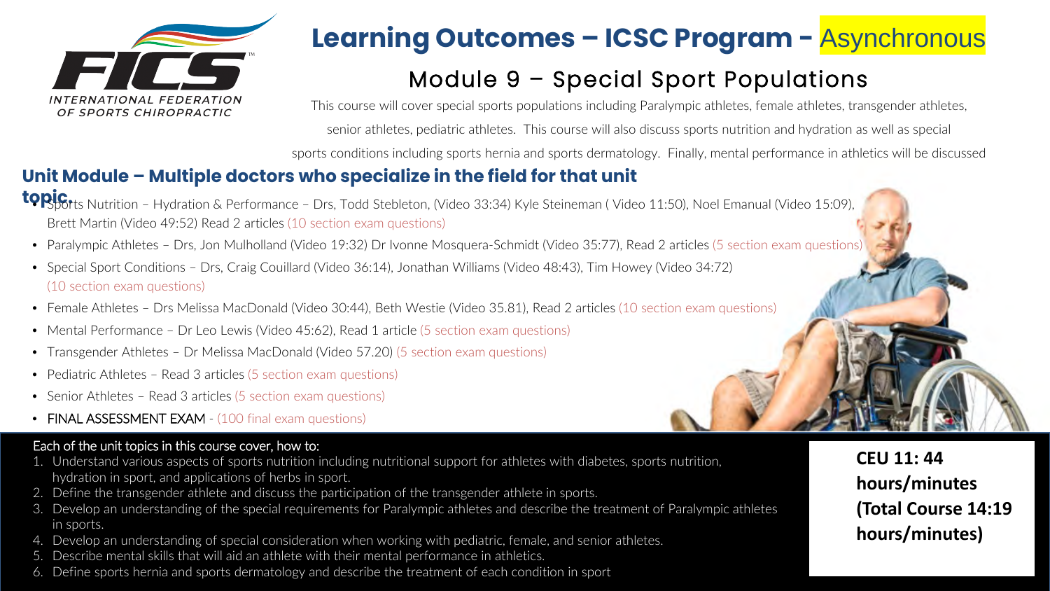# Learning Outcomes – ICSC Program - Asynchronous

## Module 9 – Special Sport Populations

This course will cover special sports populations including Paralympic athletes, female athletes, transgender athletes, senior athletes, pediatric athletes. This course will also discuss sports nutrition and hydration as well as special sports conditions including sports hernia and sports dermatology. Finally, mental performance in athletics will be discussed

### Unit Module – Multiple doctors who specialize in the field for that unit topic.

- Sports Nutrition – Hydration & Performance – Drs, Todd Stebleton, (Video 33:34) Kyle Steineman ( Video 11:50), Noel Emanual (Video 15:09), Brett Martin (Video 49:52) Read 2 articles (10 section exam questions)
- Paralympic Athletes – Drs, Jon Mulholland (Video 19:32) Dr Ivonne Mosquera-Schmidt (Video 35:77), Read 2 articles (5 section exam questions)
- Special Sport Conditions – Drs, Craig Couillard (Video 36:14), Jonathan Williams (Video 48:43), Tim Howey (Video 34:72) (10 section exam questions)
- Female Athletes – Drs Melissa MacDonald (Video 30:44), Beth Westie (Video 35.81), Read 2 articles (10 section exam questions)
- Mental Performance – Dr Leo Lewis (Video 45:62), Read 1 article (5 section exam questions)
- Transgender Athletes – Dr Melissa MacDonald (Video 57.20) (5 section exam questions)
- Pediatric Athletes – Read 3 articles (5 section exam questions)
- Senior Athletes – Read 3 articles (5 section exam questions)
- FINAL ASSESSMENT EXAM - (100 final exam questions)

Each of the unit topics in this course cover, how to:

1. Understand various aspects of sports nutrition including nutritional support for athletes with diabetes, sports nutrition, hydration in sport, and applications of herbs in sport.
2. Define the transgender athlete and discuss the participation of the transgender athlete in sports.
3. Develop an understanding of the special requirements for Paralympic athletes and describe the treatment of Paralympic athletes in sports.
4. Develop an understanding of special consideration when working with pediatric, female, and senior athletes.
5. Describe mental skills that will aid an athlete with their mental performance in athletics.
6. Define sports hernia and sports dermatology and describe the treatment of each condition in sport

**CEU 11: 44 hours/minutes (Total Course 14:19 hours/minutes)**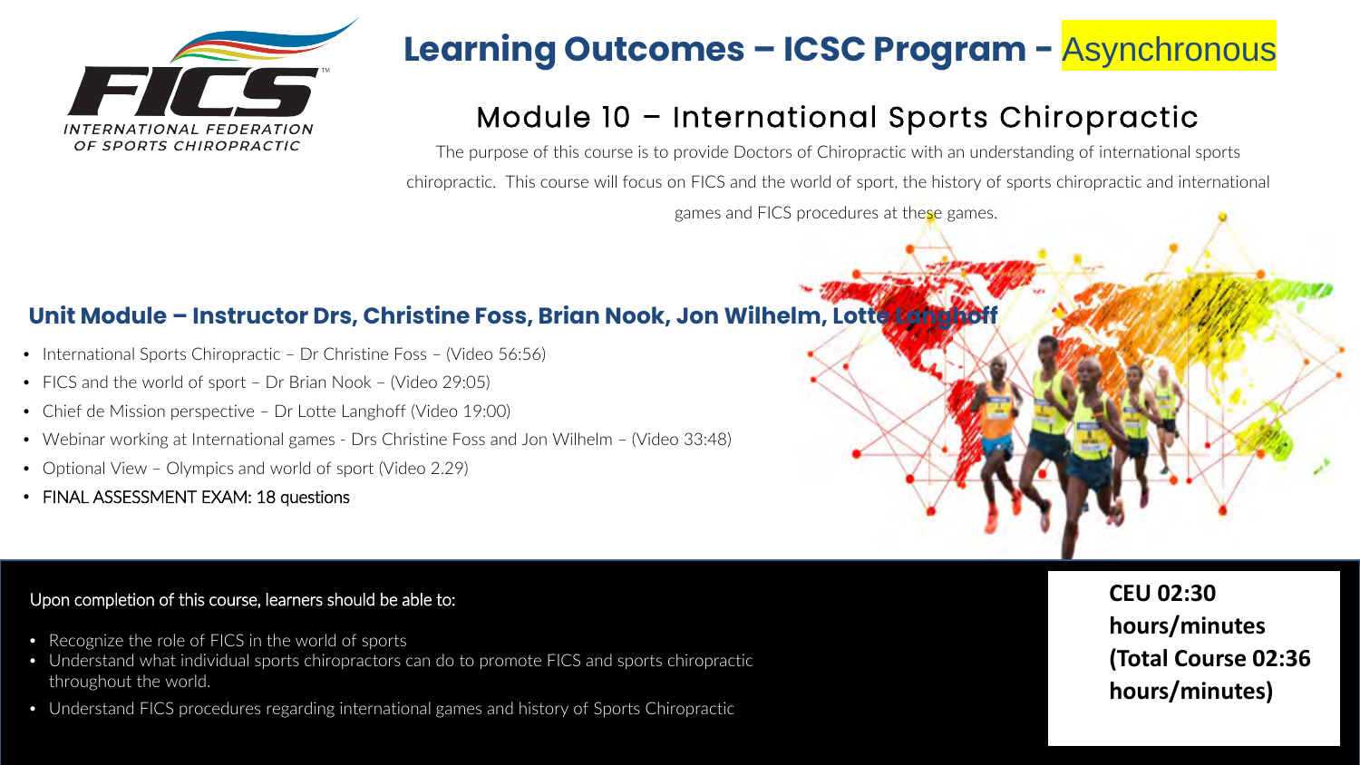# Learning Outcomes – ICSC Program - Asynchronous

## Module 10 – International Sports Chiropractic

The purpose of this course is to provide Doctors of Chiropractic with an understanding of international sports chiropractic. This course will focus on FICS and the world of sport, the history of sports chiropractic and international games and FICS procedures at these games.

### Unit Module – Instructor Drs, Christine Foss, Brian Nook, Jon Wilhelm, Lotte Langhoff

- International Sports Chiropractic – Dr Christine Foss – (Video 56:56)
- FICS and the world of sport – Dr Brian Nook – (Video 29:05)
- Chief de Mission perspective – Dr Lotte Langhoff (Video 19:00)
- Webinar working at International games - Drs Christine Foss and Jon Wilhelm – (Video 33:48)
- Optional View – Olympics and world of sport (Video 2.29)
- FINAL ASSESSMENT EXAM: 18 questions

Upon completion of this course, learners should be able to:

- Recognize the role of FICS in the world of sports
- Understand what individual sports chiropractors can do to promote FICS and sports chiropractic throughout the world.
- Understand FICS procedures regarding international games and history of Sports Chiropractic

**CEU 02:30 hours/minutes (Total Course 02:36 hours/minutes)**